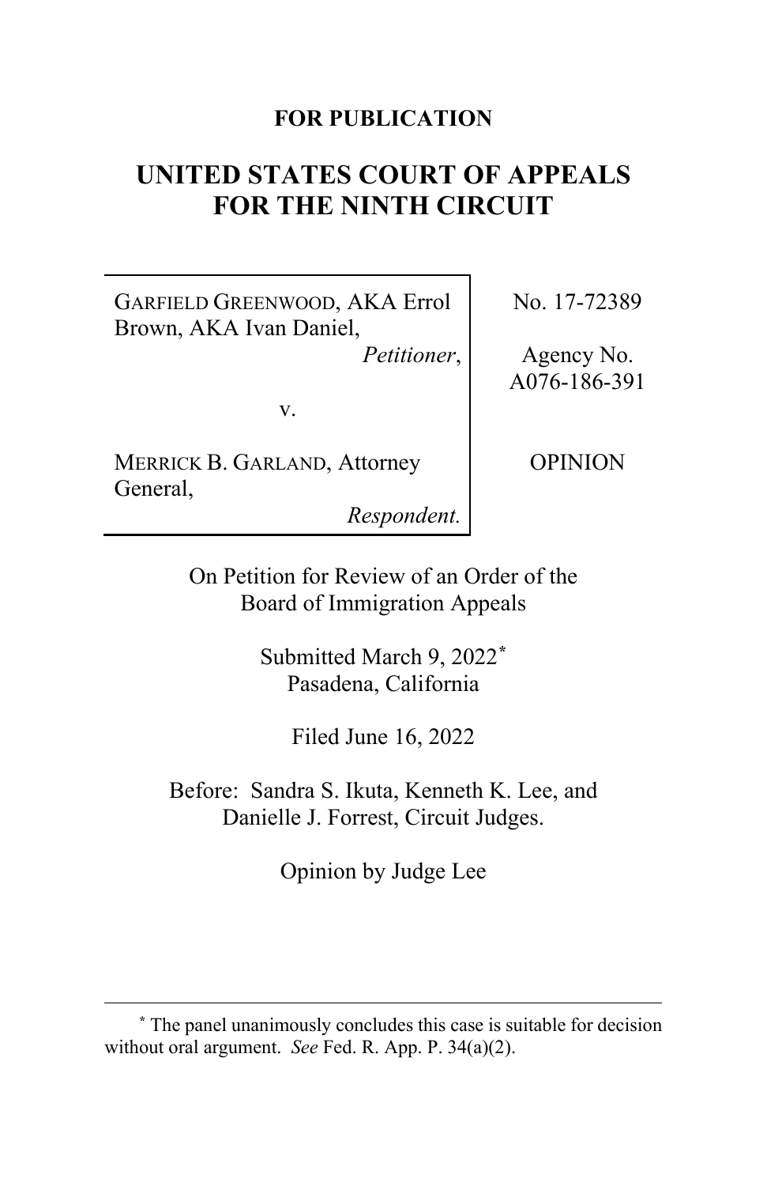**FOR PUBLICATION**

# UNITED STATES COURT OF APPEALS FOR THE NINTH CIRCUIT

| | |
|---|---|
| GARFIELD GREENWOOD, AKA Errol Brown, AKA Ivan Daniel, *Petitioner*, | No. 17-72389 |
| v. | Agency No. A076-186-391 |
| MERRICK B. GARLAND, Attorney General, *Respondent.* | OPINION |

On Petition for Review of an Order of the Board of Immigration Appeals

Submitted March 9, 2022[*]
Pasadena, California

Filed June 16, 2022

Before: Sandra S. Ikuta, Kenneth K. Lee, and Danielle J. Forrest, Circuit Judges.

Opinion by Judge Lee

---

[*] The panel unanimously concludes this case is suitable for decision without oral argument. *See* Fed. R. App. P. 34(a)(2).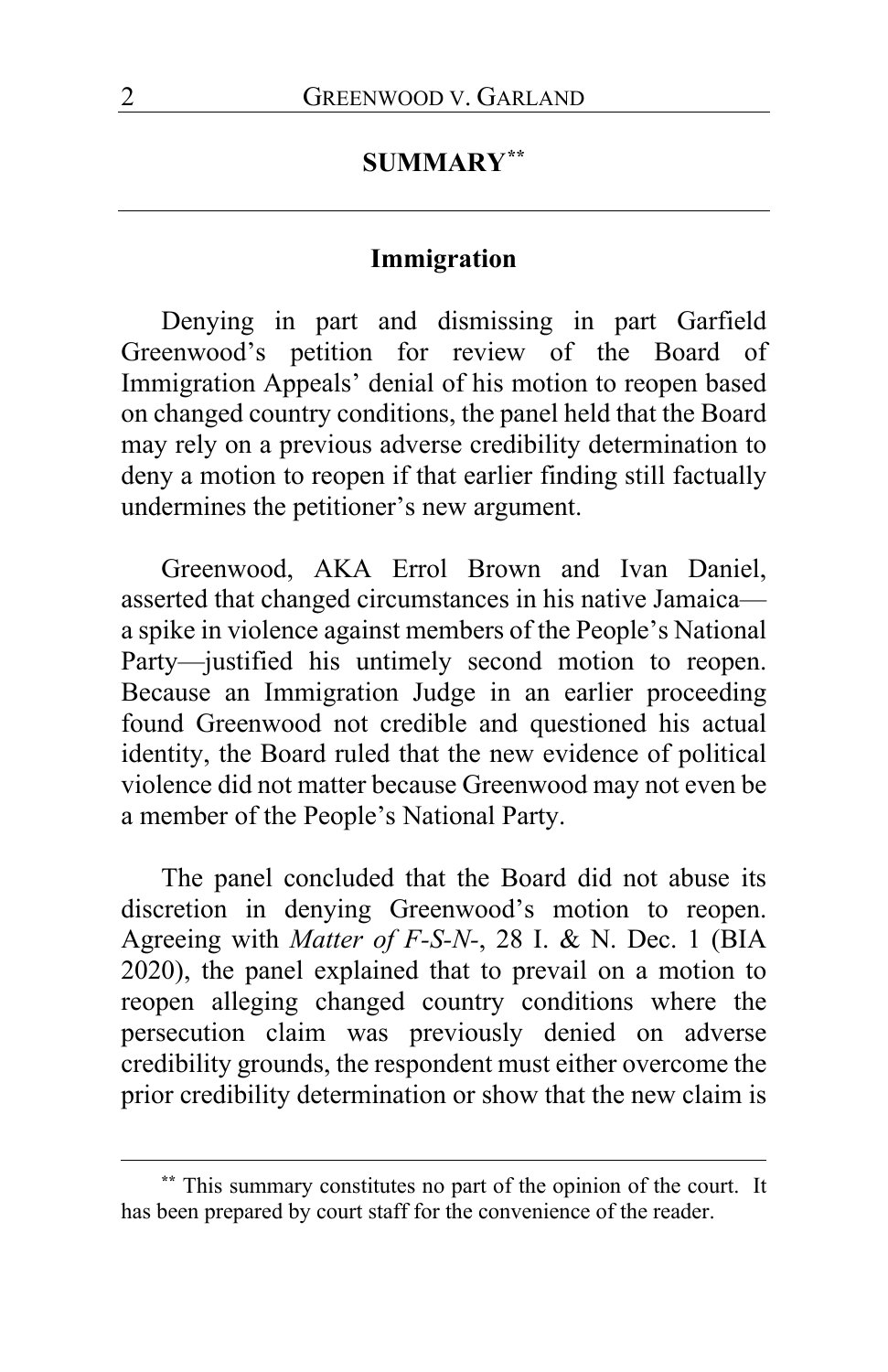## SUMMARY[**]

### Immigration

Denying in part and dismissing in part Garfield Greenwood's petition for review of the Board of Immigration Appeals' denial of his motion to reopen based on changed country conditions, the panel held that the Board may rely on a previous adverse credibility determination to deny a motion to reopen if that earlier finding still factually undermines the petitioner's new argument.

Greenwood, AKA Errol Brown and Ivan Daniel, asserted that changed circumstances in his native Jamaica—a spike in violence against members of the People's National Party—justified his untimely second motion to reopen. Because an Immigration Judge in an earlier proceeding found Greenwood not credible and questioned his actual identity, the Board ruled that the new evidence of political violence did not matter because Greenwood may not even be a member of the People's National Party.

The panel concluded that the Board did not abuse its discretion in denying Greenwood's motion to reopen. Agreeing with *Matter of F-S-N-*, 28 I. & N. Dec. 1 (BIA 2020), the panel explained that to prevail on a motion to reopen alleging changed country conditions where the persecution claim was previously denied on adverse credibility grounds, the respondent must either overcome the prior credibility determination or show that the new claim is

[**] This summary constitutes no part of the opinion of the court. It has been prepared by court staff for the convenience of the reader.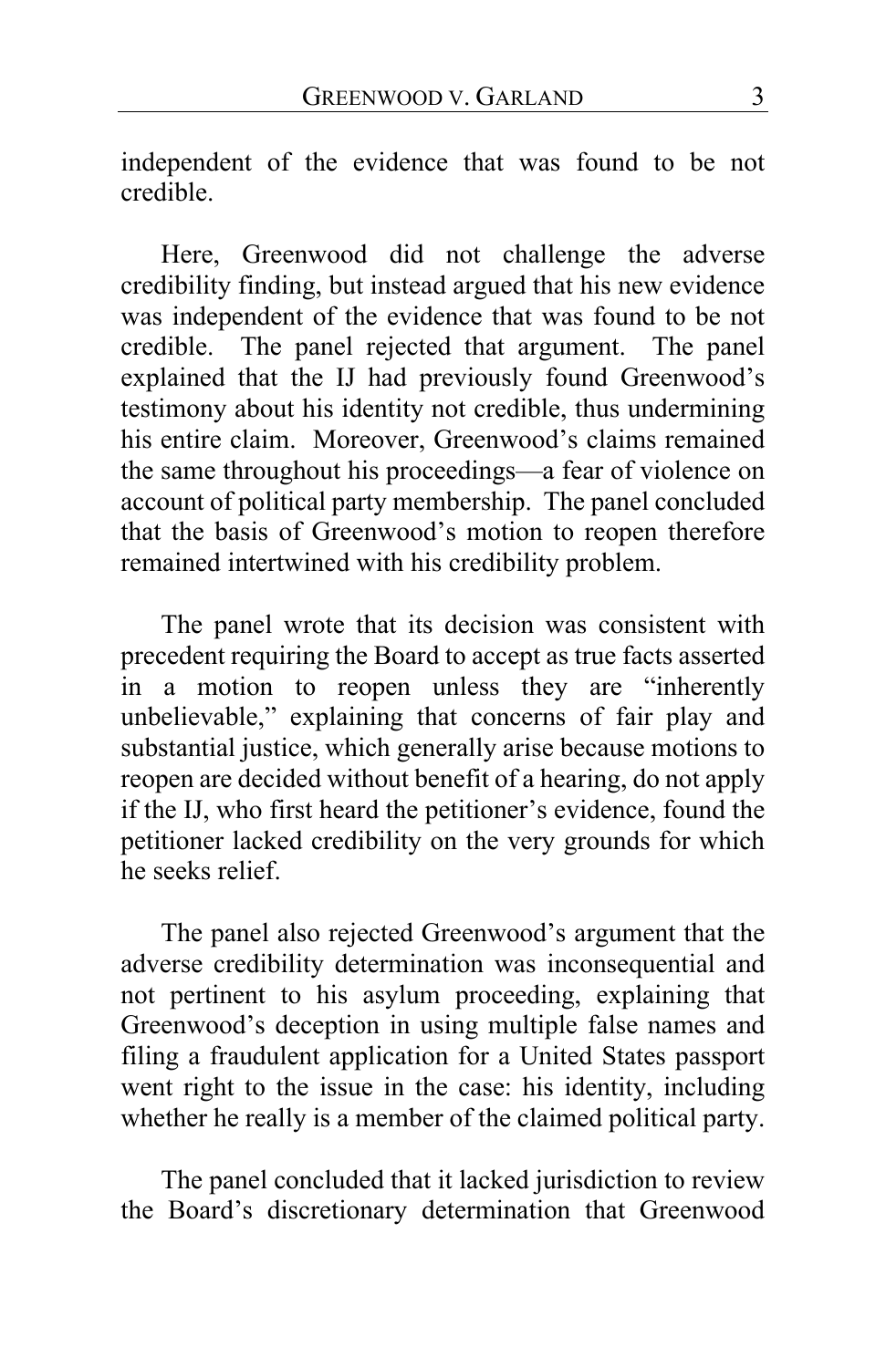independent of the evidence that was found to be not credible.

Here, Greenwood did not challenge the adverse credibility finding, but instead argued that his new evidence was independent of the evidence that was found to be not credible. The panel rejected that argument. The panel explained that the IJ had previously found Greenwood's testimony about his identity not credible, thus undermining his entire claim. Moreover, Greenwood's claims remained the same throughout his proceedings—a fear of violence on account of political party membership. The panel concluded that the basis of Greenwood's motion to reopen therefore remained intertwined with his credibility problem.

The panel wrote that its decision was consistent with precedent requiring the Board to accept as true facts asserted in a motion to reopen unless they are "inherently unbelievable," explaining that concerns of fair play and substantial justice, which generally arise because motions to reopen are decided without benefit of a hearing, do not apply if the IJ, who first heard the petitioner's evidence, found the petitioner lacked credibility on the very grounds for which he seeks relief.

The panel also rejected Greenwood's argument that the adverse credibility determination was inconsequential and not pertinent to his asylum proceeding, explaining that Greenwood's deception in using multiple false names and filing a fraudulent application for a United States passport went right to the issue in the case: his identity, including whether he really is a member of the claimed political party.

The panel concluded that it lacked jurisdiction to review the Board's discretionary determination that Greenwood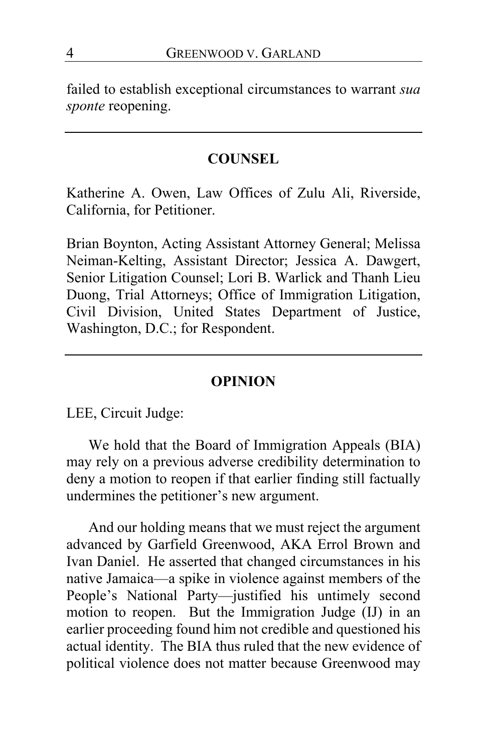failed to establish exceptional circumstances to warrant *sua sponte* reopening.

---

## COUNSEL

Katherine A. Owen, Law Offices of Zulu Ali, Riverside, California, for Petitioner.

Brian Boynton, Acting Assistant Attorney General; Melissa Neiman-Kelting, Assistant Director; Jessica A. Dawgert, Senior Litigation Counsel; Lori B. Warlick and Thanh Lieu Duong, Trial Attorneys; Office of Immigration Litigation, Civil Division, United States Department of Justice, Washington, D.C.; for Respondent.

---

## OPINION

LEE, Circuit Judge:

We hold that the Board of Immigration Appeals (BIA) may rely on a previous adverse credibility determination to deny a motion to reopen if that earlier finding still factually undermines the petitioner's new argument.

And our holding means that we must reject the argument advanced by Garfield Greenwood, AKA Errol Brown and Ivan Daniel. He asserted that changed circumstances in his native Jamaica—a spike in violence against members of the People's National Party—justified his untimely second motion to reopen. But the Immigration Judge (IJ) in an earlier proceeding found him not credible and questioned his actual identity. The BIA thus ruled that the new evidence of political violence does not matter because Greenwood may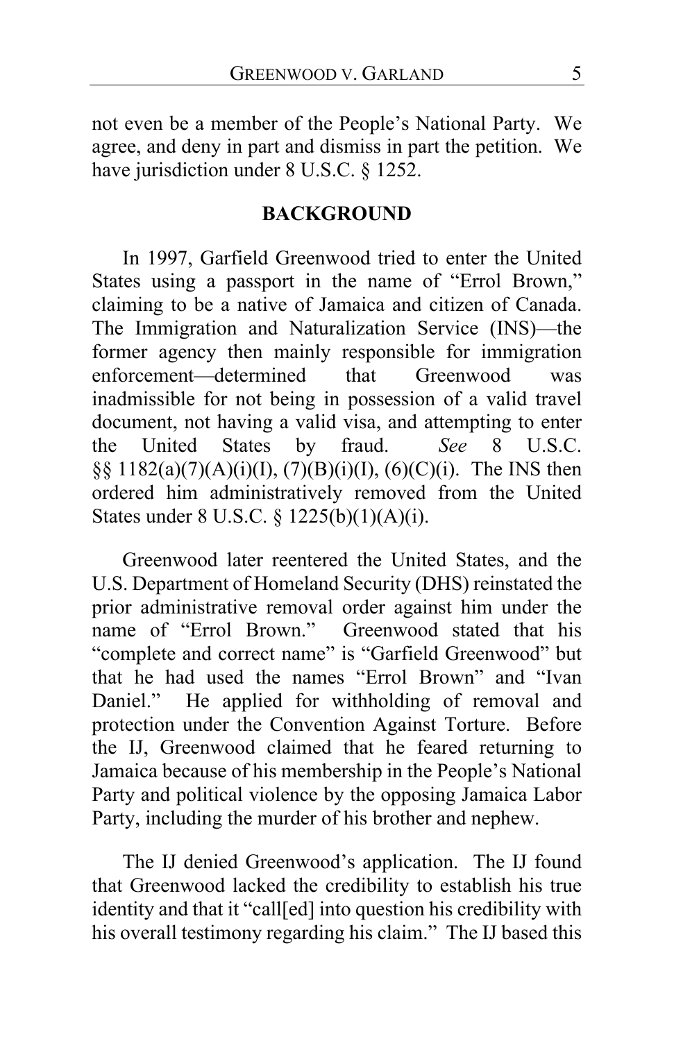not even be a member of the People's National Party. We agree, and deny in part and dismiss in part the petition. We have jurisdiction under 8 U.S.C. § 1252.

## BACKGROUND

In 1997, Garfield Greenwood tried to enter the United States using a passport in the name of "Errol Brown," claiming to be a native of Jamaica and citizen of Canada. The Immigration and Naturalization Service (INS)—the former agency then mainly responsible for immigration enforcement—determined that Greenwood was inadmissible for not being in possession of a valid travel document, not having a valid visa, and attempting to enter the United States by fraud. *See* 8 U.S.C. §§ 1182(a)(7)(A)(i)(I), (7)(B)(i)(I), (6)(C)(i). The INS then ordered him administratively removed from the United States under 8 U.S.C. § 1225(b)(1)(A)(i).

Greenwood later reentered the United States, and the U.S. Department of Homeland Security (DHS) reinstated the prior administrative removal order against him under the name of "Errol Brown." Greenwood stated that his "complete and correct name" is "Garfield Greenwood" but that he had used the names "Errol Brown" and "Ivan Daniel." He applied for withholding of removal and protection under the Convention Against Torture. Before the IJ, Greenwood claimed that he feared returning to Jamaica because of his membership in the People's National Party and political violence by the opposing Jamaica Labor Party, including the murder of his brother and nephew.

The IJ denied Greenwood's application. The IJ found that Greenwood lacked the credibility to establish his true identity and that it "call[ed] into question his credibility with his overall testimony regarding his claim." The IJ based this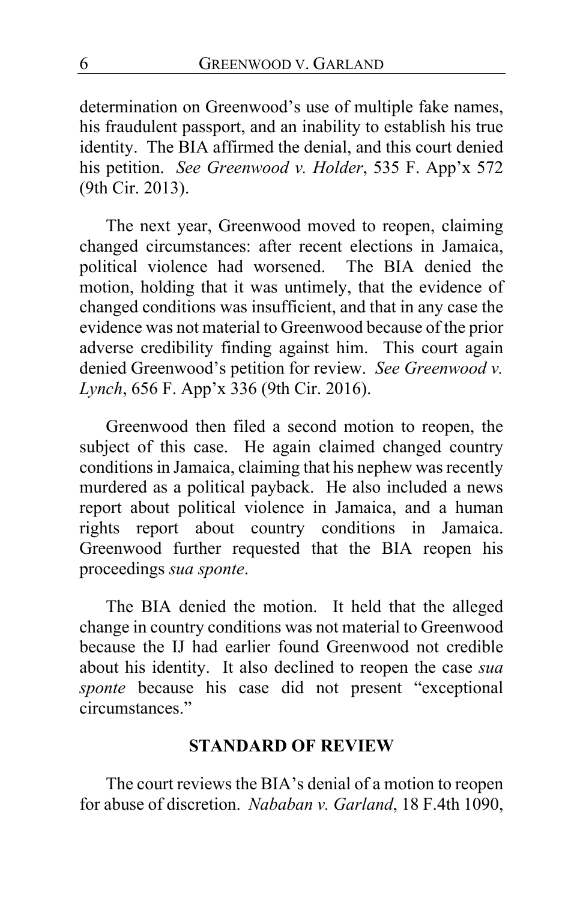determination on Greenwood's use of multiple fake names, his fraudulent passport, and an inability to establish his true identity. The BIA affirmed the denial, and this court denied his petition. *See Greenwood v. Holder*, 535 F. App'x 572 (9th Cir. 2013).

The next year, Greenwood moved to reopen, claiming changed circumstances: after recent elections in Jamaica, political violence had worsened. The BIA denied the motion, holding that it was untimely, that the evidence of changed conditions was insufficient, and that in any case the evidence was not material to Greenwood because of the prior adverse credibility finding against him. This court again denied Greenwood's petition for review. *See Greenwood v. Lynch*, 656 F. App'x 336 (9th Cir. 2016).

Greenwood then filed a second motion to reopen, the subject of this case. He again claimed changed country conditions in Jamaica, claiming that his nephew was recently murdered as a political payback. He also included a news report about political violence in Jamaica, and a human rights report about country conditions in Jamaica. Greenwood further requested that the BIA reopen his proceedings *sua sponte*.

The BIA denied the motion. It held that the alleged change in country conditions was not material to Greenwood because the IJ had earlier found Greenwood not credible about his identity. It also declined to reopen the case *sua sponte* because his case did not present "exceptional circumstances."

## STANDARD OF REVIEW

The court reviews the BIA's denial of a motion to reopen for abuse of discretion. *Nababan v. Garland*, 18 F.4th 1090,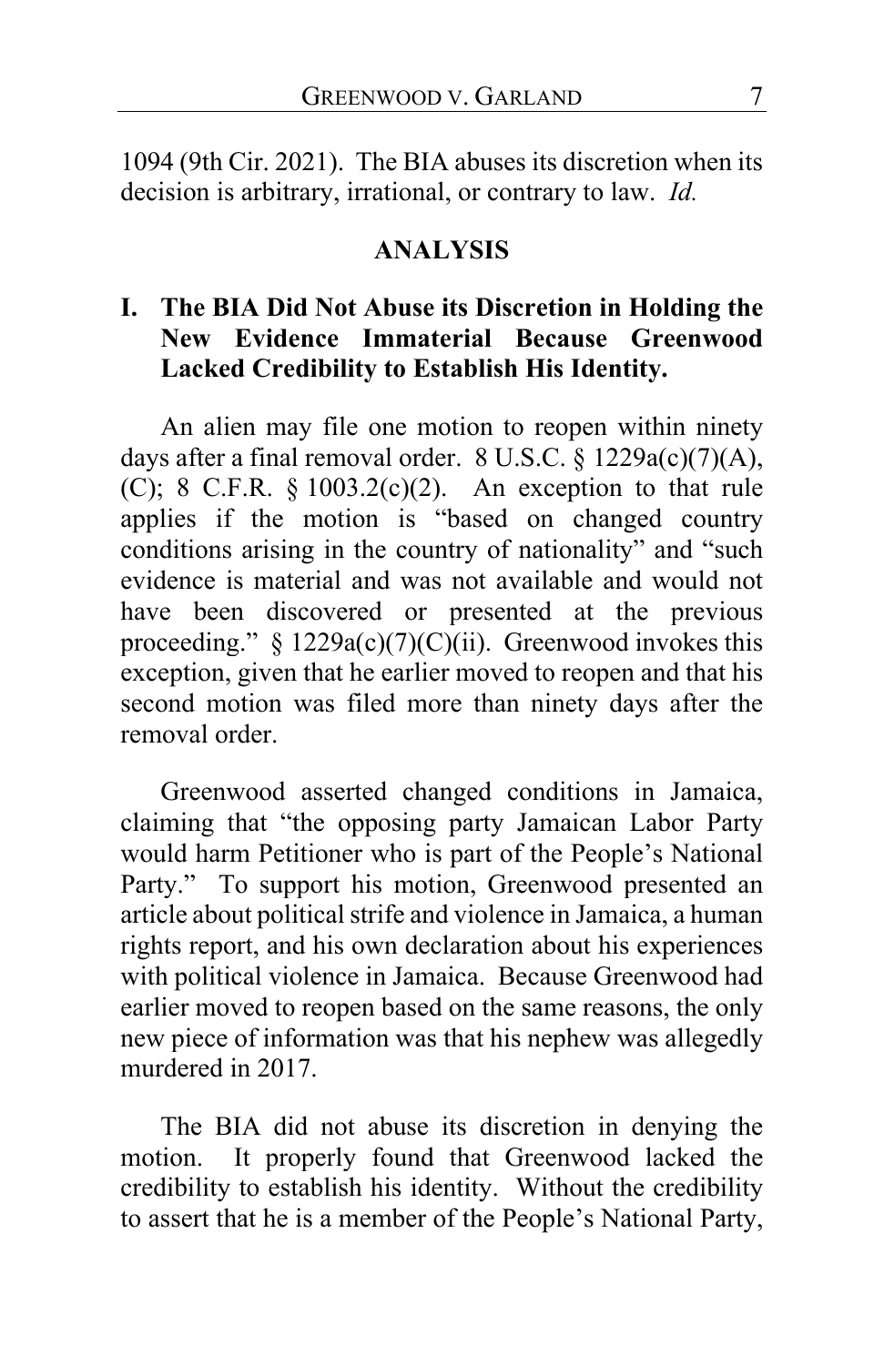1094 (9th Cir. 2021). The BIA abuses its discretion when its decision is arbitrary, irrational, or contrary to law. *Id.*

## ANALYSIS

### I. The BIA Did Not Abuse its Discretion in Holding the New Evidence Immaterial Because Greenwood Lacked Credibility to Establish His Identity.

An alien may file one motion to reopen within ninety days after a final removal order. 8 U.S.C. § 1229a(c)(7)(A), (C); 8 C.F.R. § 1003.2(c)(2). An exception to that rule applies if the motion is "based on changed country conditions arising in the country of nationality" and "such evidence is material and was not available and would not have been discovered or presented at the previous proceeding." § 1229a(c)(7)(C)(ii). Greenwood invokes this exception, given that he earlier moved to reopen and that his second motion was filed more than ninety days after the removal order.

Greenwood asserted changed conditions in Jamaica, claiming that "the opposing party Jamaican Labor Party would harm Petitioner who is part of the People's National Party." To support his motion, Greenwood presented an article about political strife and violence in Jamaica, a human rights report, and his own declaration about his experiences with political violence in Jamaica. Because Greenwood had earlier moved to reopen based on the same reasons, the only new piece of information was that his nephew was allegedly murdered in 2017.

The BIA did not abuse its discretion in denying the motion. It properly found that Greenwood lacked the credibility to establish his identity. Without the credibility to assert that he is a member of the People's National Party,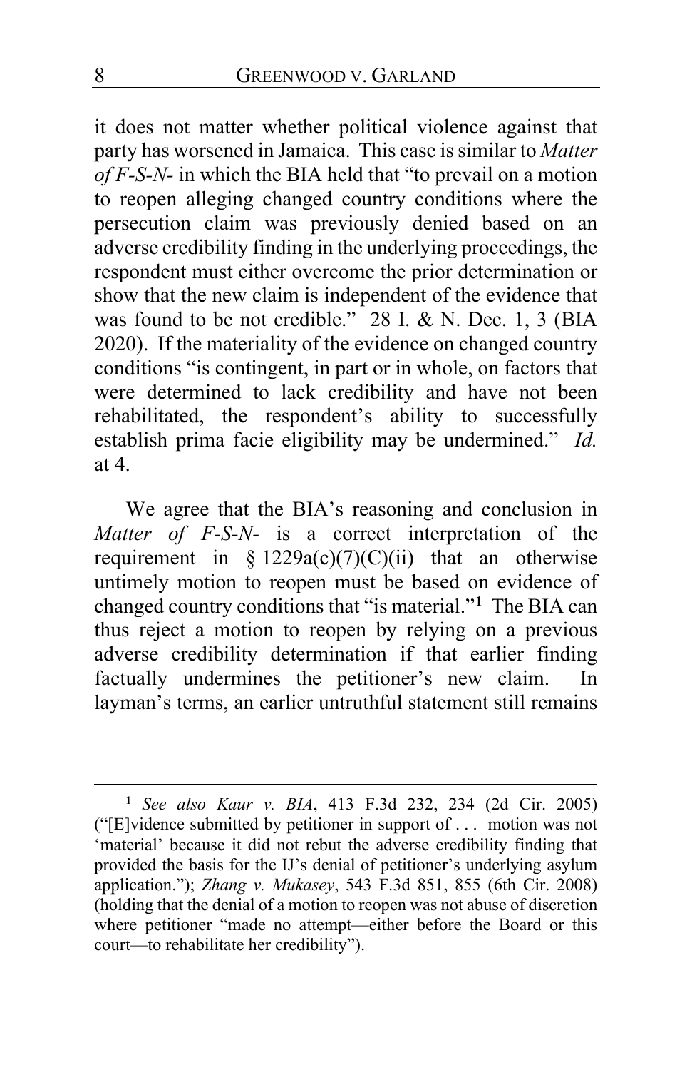it does not matter whether political violence against that party has worsened in Jamaica. This case is similar to *Matter of F-S-N-* in which the BIA held that "to prevail on a motion to reopen alleging changed country conditions where the persecution claim was previously denied based on an adverse credibility finding in the underlying proceedings, the respondent must either overcome the prior determination or show that the new claim is independent of the evidence that was found to be not credible." 28 I. & N. Dec. 1, 3 (BIA 2020). If the materiality of the evidence on changed country conditions "is contingent, in part or in whole, on factors that were determined to lack credibility and have not been rehabilitated, the respondent's ability to successfully establish prima facie eligibility may be undermined." *Id.* at 4.

We agree that the BIA's reasoning and conclusion in *Matter of F-S-N-* is a correct interpretation of the requirement in § 1229a(c)(7)(C)(ii) that an otherwise untimely motion to reopen must be based on evidence of changed country conditions that "is material."[1] The BIA can thus reject a motion to reopen by relying on a previous adverse credibility determination if that earlier finding factually undermines the petitioner's new claim. In layman's terms, an earlier untruthful statement still remains

---

[1] *See also Kaur v. BIA*, 413 F.3d 232, 234 (2d Cir. 2005) ("[E]vidence submitted by petitioner in support of . . . motion was not 'material' because it did not rebut the adverse credibility finding that provided the basis for the IJ's denial of petitioner's underlying asylum application."); *Zhang v. Mukasey*, 543 F.3d 851, 855 (6th Cir. 2008) (holding that the denial of a motion to reopen was not abuse of discretion where petitioner "made no attempt—either before the Board or this court—to rehabilitate her credibility").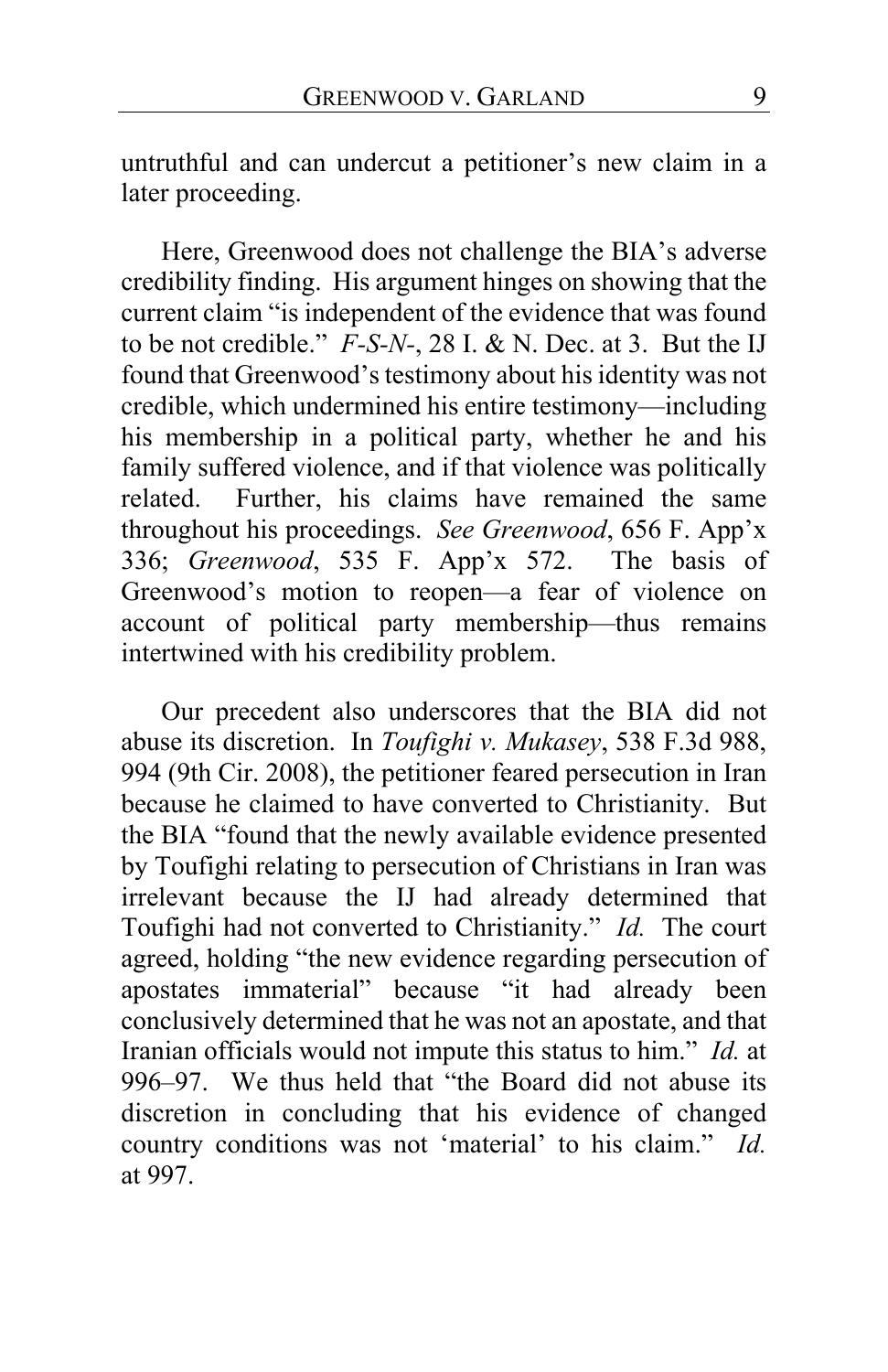untruthful and can undercut a petitioner's new claim in a later proceeding.

Here, Greenwood does not challenge the BIA's adverse credibility finding. His argument hinges on showing that the current claim "is independent of the evidence that was found to be not credible." *F-S-N-*, 28 I. & N. Dec. at 3. But the IJ found that Greenwood's testimony about his identity was not credible, which undermined his entire testimony—including his membership in a political party, whether he and his family suffered violence, and if that violence was politically related. Further, his claims have remained the same throughout his proceedings. *See Greenwood*, 656 F. App'x 336; *Greenwood*, 535 F. App'x 572. The basis of Greenwood's motion to reopen—a fear of violence on account of political party membership—thus remains intertwined with his credibility problem.

Our precedent also underscores that the BIA did not abuse its discretion. In *Toufighi v. Mukasey*, 538 F.3d 988, 994 (9th Cir. 2008), the petitioner feared persecution in Iran because he claimed to have converted to Christianity. But the BIA "found that the newly available evidence presented by Toufighi relating to persecution of Christians in Iran was irrelevant because the IJ had already determined that Toufighi had not converted to Christianity." *Id.* The court agreed, holding "the new evidence regarding persecution of apostates immaterial" because "it had already been conclusively determined that he was not an apostate, and that Iranian officials would not impute this status to him." *Id.* at 996–97. We thus held that "the Board did not abuse its discretion in concluding that his evidence of changed country conditions was not 'material' to his claim." *Id.* at 997.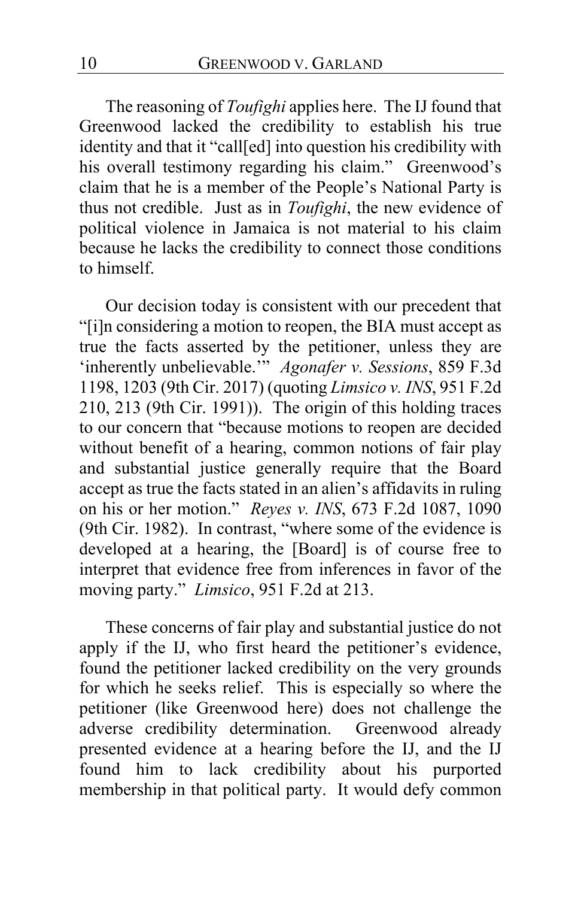The reasoning of *Toufighi* applies here. The IJ found that Greenwood lacked the credibility to establish his true identity and that it "call[ed] into question his credibility with his overall testimony regarding his claim." Greenwood's claim that he is a member of the People's National Party is thus not credible. Just as in *Toufighi*, the new evidence of political violence in Jamaica is not material to his claim because he lacks the credibility to connect those conditions to himself.

Our decision today is consistent with our precedent that "[i]n considering a motion to reopen, the BIA must accept as true the facts asserted by the petitioner, unless they are 'inherently unbelievable.'" *Agonafer v. Sessions*, 859 F.3d 1198, 1203 (9th Cir. 2017) (quoting *Limsico v. INS*, 951 F.2d 210, 213 (9th Cir. 1991)). The origin of this holding traces to our concern that "because motions to reopen are decided without benefit of a hearing, common notions of fair play and substantial justice generally require that the Board accept as true the facts stated in an alien's affidavits in ruling on his or her motion." *Reyes v. INS*, 673 F.2d 1087, 1090 (9th Cir. 1982). In contrast, "where some of the evidence is developed at a hearing, the [Board] is of course free to interpret that evidence free from inferences in favor of the moving party." *Limsico*, 951 F.2d at 213.

These concerns of fair play and substantial justice do not apply if the IJ, who first heard the petitioner's evidence, found the petitioner lacked credibility on the very grounds for which he seeks relief. This is especially so where the petitioner (like Greenwood here) does not challenge the adverse credibility determination. Greenwood already presented evidence at a hearing before the IJ, and the IJ found him to lack credibility about his purported membership in that political party. It would defy common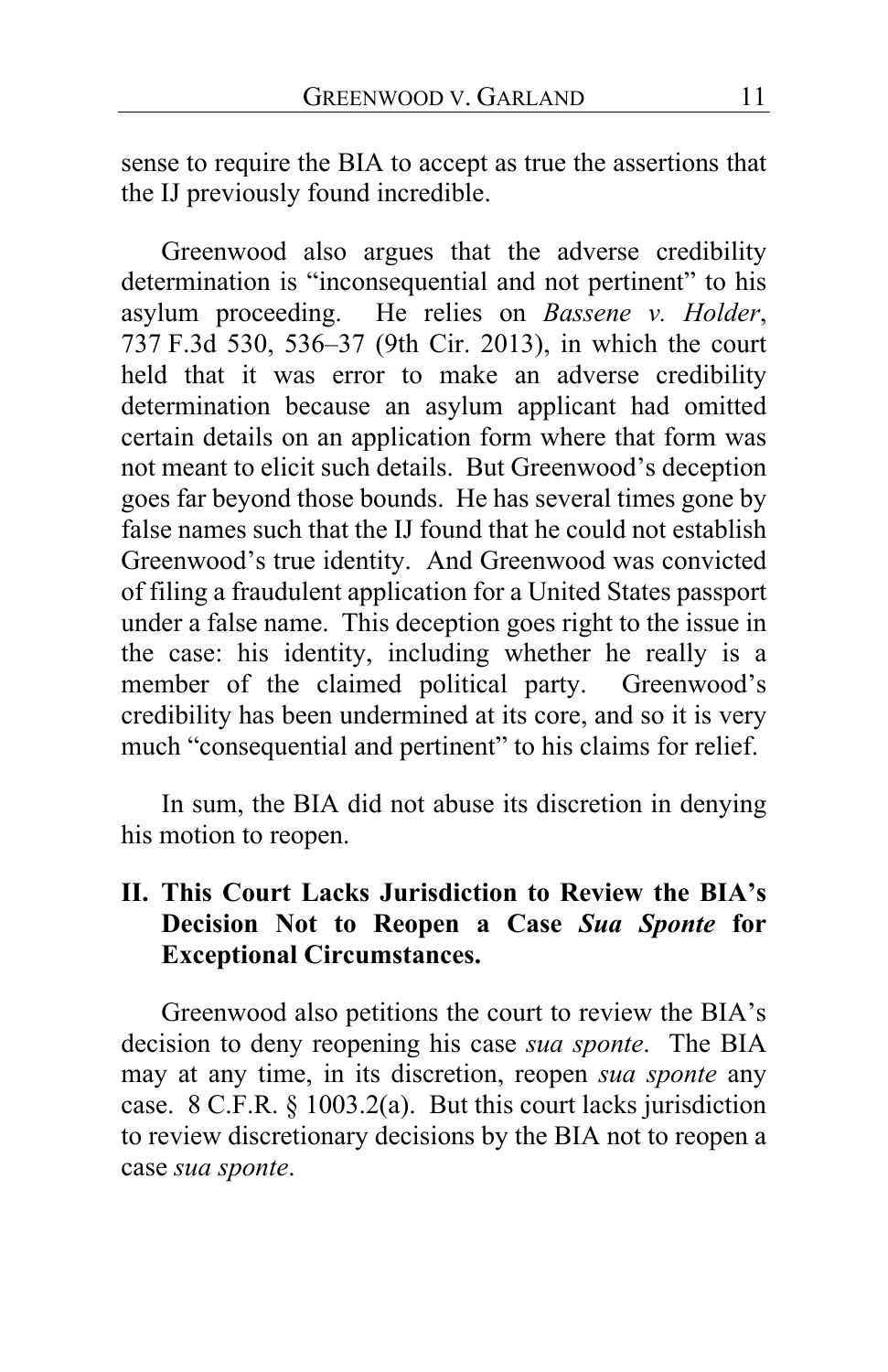sense to require the BIA to accept as true the assertions that the IJ previously found incredible.

Greenwood also argues that the adverse credibility determination is "inconsequential and not pertinent" to his asylum proceeding. He relies on *Bassene v. Holder*, 737 F.3d 530, 536–37 (9th Cir. 2013), in which the court held that it was error to make an adverse credibility determination because an asylum applicant had omitted certain details on an application form where that form was not meant to elicit such details. But Greenwood's deception goes far beyond those bounds. He has several times gone by false names such that the IJ found that he could not establish Greenwood's true identity. And Greenwood was convicted of filing a fraudulent application for a United States passport under a false name. This deception goes right to the issue in the case: his identity, including whether he really is a member of the claimed political party. Greenwood's credibility has been undermined at its core, and so it is very much "consequential and pertinent" to his claims for relief.

In sum, the BIA did not abuse its discretion in denying his motion to reopen.

## II. This Court Lacks Jurisdiction to Review the BIA's Decision Not to Reopen a Case *Sua Sponte* for Exceptional Circumstances.

Greenwood also petitions the court to review the BIA's decision to deny reopening his case *sua sponte*. The BIA may at any time, in its discretion, reopen *sua sponte* any case. 8 C.F.R. § 1003.2(a). But this court lacks jurisdiction to review discretionary decisions by the BIA not to reopen a case *sua sponte*.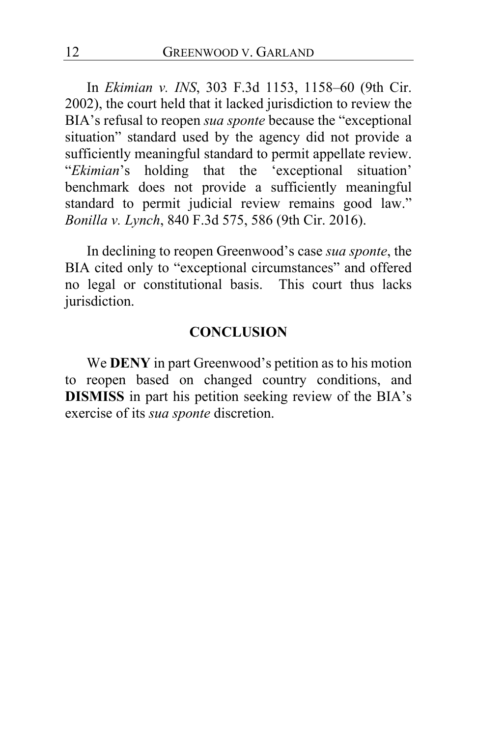In *Ekimian v. INS*, 303 F.3d 1153, 1158–60 (9th Cir. 2002), the court held that it lacked jurisdiction to review the BIA's refusal to reopen *sua sponte* because the "exceptional situation" standard used by the agency did not provide a sufficiently meaningful standard to permit appellate review. "*Ekimian*'s holding that the 'exceptional situation' benchmark does not provide a sufficiently meaningful standard to permit judicial review remains good law." *Bonilla v. Lynch*, 840 F.3d 575, 586 (9th Cir. 2016).

In declining to reopen Greenwood's case *sua sponte*, the BIA cited only to "exceptional circumstances" and offered no legal or constitutional basis. This court thus lacks jurisdiction.

## CONCLUSION

We **DENY** in part Greenwood's petition as to his motion to reopen based on changed country conditions, and **DISMISS** in part his petition seeking review of the BIA's exercise of its *sua sponte* discretion.